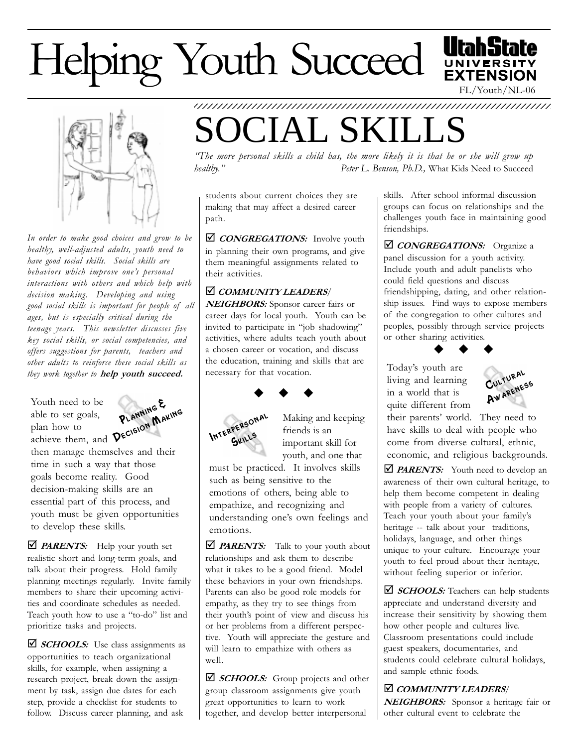# Helping Youth Succeed

Utah State University Extension

FL/Youth/NL-06

# SOCIAL SKILLS

*"The more personal skills a child has, the more likely it is that he or she will grow up healthy."* Peter L. Benson, Ph.D., What Kids Need to Succeed

*In order to make good choices and grow to be healthy, well-adjusted adults, youth need to have good social skills. Social skills are behaviors which improve one's personal interactions with others and which help with decision making. Developing and using good social skills is important for people of all ages, but is especially critical during the teenage years. This newsletter discusses five key social skills, or social competencies, and offers suggestions for parents, teachers and other adults to reinforce these social skills as they work together to* **help youth succeed.**

## Planning & Decision Making

Youth need to be able to set goals, plan how to achieve them, and then manage themselves and their time in such a way that those goals become reality. Good decision-making skills are an essential part of this process, and youth must be given opportunities to develop these skills.

☑ ***PARENTS:*** Help your youth set realistic short and long-term goals, and talk about their progress. Hold family planning meetings regularly. Invite family members to share their upcoming activities and coordinate schedules as needed. Teach youth how to use a "to-do" list and prioritize tasks and projects.

☑ ***SCHOOLS:*** Use class assignments as opportunities to teach organizational skills, for example, when assigning a research project, break down the assignment by task, assign due dates for each step, provide a checklist for students to follow. Discuss career planning, and ask students about current choices they are making that may affect a desired career path.

☑ ***CONGREGATIONS:*** Involve youth in planning their own programs, and give them meaningful assignments related to their activities.

☑ ***COMMUNITY LEADERS/ NEIGHBORS:*** Sponsor career fairs or career days for local youth. Youth can be invited to participate in "job shadowing" activities, where adults teach youth about a chosen career or vocation, and discuss the education, training and skills that are necessary for that vocation.

◆ ◆ ◆

## Interpersonal Skills

Making and keeping friends is an important skill for youth, and one that must be practiced. It involves skills such as being sensitive to the emotions of others, being able to empathize, and recognizing and understanding one's own feelings and emotions.

☑ ***PARENTS:*** Talk to your youth about relationships and ask them to describe what it takes to be a good friend. Model these behaviors in your own friendships. Parents can also be good role models for empathy, as they try to see things from their youth's point of view and discuss his or her problems from a different perspective. Youth will appreciate the gesture and will learn to empathize with others as well.

☑ ***SCHOOLS:*** Group projects and other group classroom assignments give youth great opportunities to learn to work together, and develop better interpersonal skills. After school informal discussion groups can focus on relationships and the challenges youth face in maintaining good friendships.

☑ ***CONGREGATIONS:*** Organize a panel discussion for a youth activity. Include youth and adult panelists who could field questions and discuss friendshipping, dating, and other relationship issues. Find ways to expose members of the congregation to other cultures and peoples, possibly through service projects or other sharing activities.

◆ ◆ ◆

## Cultural Awareness

Today's youth are living and learning in a world that is quite different from their parents' world. They need to have skills to deal with people who come from diverse cultural, ethnic, economic, and religious backgrounds.

☑ ***PARENTS:*** Youth need to develop an awareness of their own cultural heritage, to help them become competent in dealing with people from a variety of cultures. Teach your youth about your family's heritage -- talk about your traditions, holidays, language, and other things unique to your culture. Encourage your youth to feel proud about their heritage, without feeling superior or inferior.

☑ ***SCHOOLS:*** Teachers can help students appreciate and understand diversity and increase their sensitivity by showing them how other people and cultures live. Classroom presentations could include guest speakers, documentaries, and students could celebrate cultural holidays, and sample ethnic foods.

☑ ***COMMUNITY LEADERS/ NEIGHBORS:*** Sponsor a heritage fair or other cultural event to celebrate the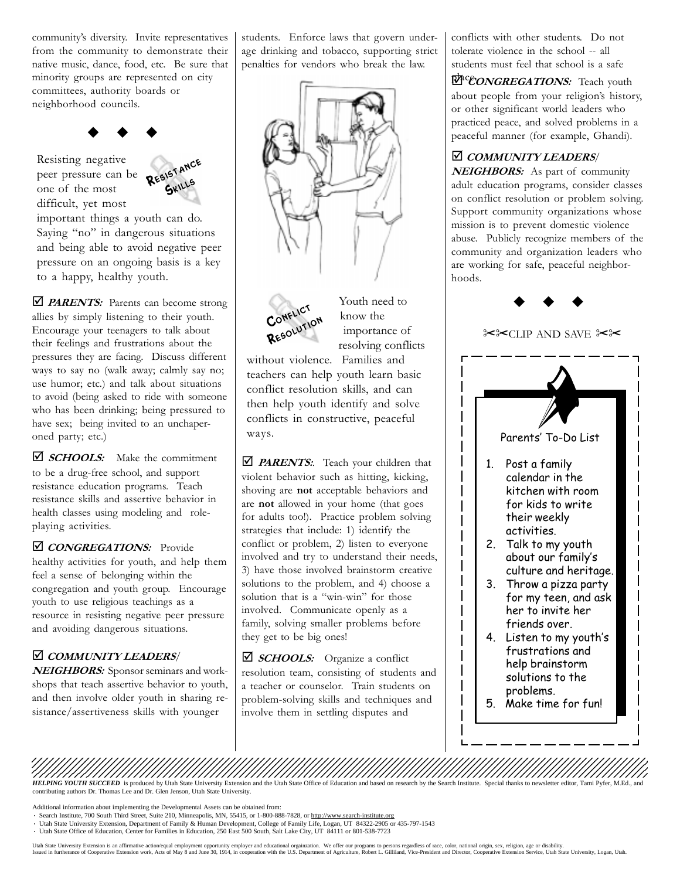community's diversity. Invite representatives from the community to demonstrate their native music, dance, food, etc. Be sure that minority groups are represented on city committees, authority boards or neighborhood councils.

◆ ◆ ◆

**RESISTANCE SKILLS**

Resisting negative peer pressure can be one of the most difficult, yet most important things a youth can do. Saying "no" in dangerous situations and being able to avoid negative peer pressure on an ongoing basis is a key to a happy, healthy youth.

☑ ***PARENTS:*** Parents can become strong allies by simply listening to their youth. Encourage your teenagers to talk about their feelings and frustrations about the pressures they are facing. Discuss different ways to say no (walk away; calmly say no; use humor; etc.) and talk about situations to avoid (being asked to ride with someone who has been drinking; being pressured to have sex; being invited to an unchaperoned party; etc.)

☑ ***SCHOOLS:*** Make the commitment to be a drug-free school, and support resistance education programs. Teach resistance skills and assertive behavior in health classes using modeling and role-playing activities.

☑ ***CONGREGATIONS:*** Provide healthy activities for youth, and help them feel a sense of belonging within the congregation and youth group. Encourage youth to use religious teachings as a resource in resisting negative peer pressure and avoiding dangerous situations.

☑ ***COMMUNITY LEADERS/ NEIGHBORS:*** Sponsor seminars and workshops that teach assertive behavior to youth, and then involve older youth in sharing resistance/assertiveness skills with younger students. Enforce laws that govern underage drinking and tobacco, supporting strict penalties for vendors who break the law.

**CONFLICT RESOLUTION**

Youth need to know the importance of resolving conflicts without violence. Families and teachers can help youth learn basic conflict resolution skills, and can then help youth identify and solve conflicts in constructive, peaceful ways.

☑ ***PARENTS:*** Teach your children that violent behavior such as hitting, kicking, shoving are **not** acceptable behaviors and are **not** allowed in your home (that goes for adults too!). Practice problem solving strategies that include: 1) identify the conflict or problem, 2) listen to everyone involved and try to understand their needs, 3) have those involved brainstorm creative solutions to the problem, and 4) choose a solution that is a "win-win" for those involved. Communicate openly as a family, solving smaller problems before they get to be big ones!

☑ ***SCHOOLS:*** Organize a conflict resolution team, consisting of students and a teacher or counselor. Train students on problem-solving skills and techniques and involve them in settling disputes and conflicts with other students. Do not tolerate violence in the school -- all students must feel that school is a safe place.

☑ ***CONGREGATIONS:*** Teach youth about people from your religion's history, or other significant world leaders who practiced peace, and solved problems in a peaceful manner (for example, Ghandi).

☑ ***COMMUNITY LEADERS/ NEIGHBORS:*** As part of community adult education programs, consider classes on conflict resolution or problem solving. Support community organizations whose mission is to prevent domestic violence abuse. Publicly recognize members of the community and organization leaders who are working for safe, peaceful neighborhoods.

◆ ◆ ◆

✂✂CLIP AND SAVE ✂✂

**Parents' To-Do List**

1. Post a family calendar in the kitchen with room for kids to write their weekly activities.
2. Talk to my youth about our family's culture and heritage.
3. Throw a pizza party for my teen, and ask her to invite her friends over.
4. Listen to my youth's frustrations and help brainstorm solutions to the problems.
5. Make time for fun!

***HELPING YOUTH SUCCEED*** is produced by Utah State University Extension and the Utah State Office of Education and based on research by the Search Institute. Special thanks to newsletter editor, Tami Pyfer, M.Ed., and contributing authors Dr. Thomas Lee and Dr. Glen Jenson, Utah State University.

Additional information about implementing the Developmental Assets can be obtained from:
- Search Institute, 700 South Third Street, Suite 210, Minneapolis, MN, 55415, or 1-800-888-7828, or http://www.search-institute.org
- Utah State University Extension, Department of Family & Human Development, College of Family Life, Logan, UT 84322-2905 or 435-797-1543
- Utah State Office of Education, Center for Families in Education, 250 East 500 South, Salt Lake City, UT 84111 or 801-538-7723

Utah State University Extension is an affirmative action/equal employment opportunity employer and educational orgainzation. We offer our programs to persons regardless of race, color, national origin, sex, religion, age or disability. Issued in furtherance of Cooperative Extension work, Acts of May 8 and June 30, 1914, in cooperation with the U.S. Department of Agriculture, Robert L. Gilliland, Vice-President and Director, Cooperative Extension Service, Utah State University, Logan, Utah.